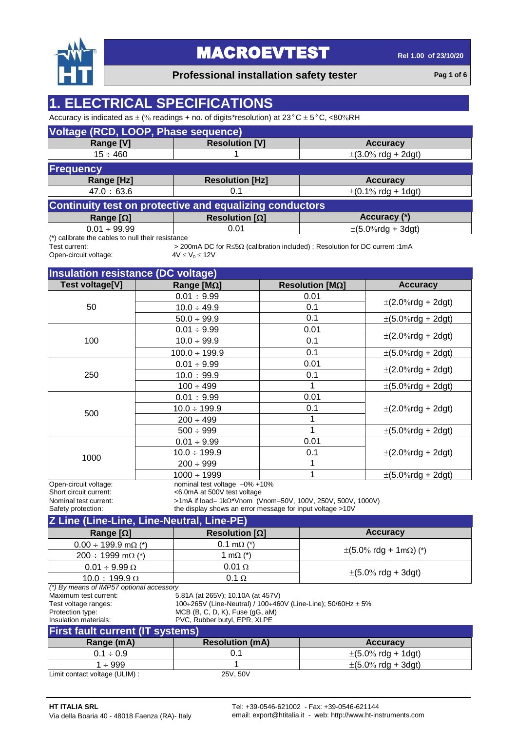# 1. ELECTRICAL SPECIFICATIONS

Accuracy is indicated as ± (% readings + no. of digits*resolution) at 23°C ± 5°C, <80%RH

## Voltage (RCD, LOOP, Phase sequence)

| Range [V] | Resolution [V] | Accuracy |
|---|---|---|
| 15 ÷ 460 | 1 | ±(3.0% rdg + 2dgt) |

## Frequency

| Range [Hz] | Resolution [Hz] | Accuracy |
|---|---|---|
| 47.0 ÷ 63.6 | 0.1 | ±(0.1% rdg + 1dgt) |

## Continuity test on protective and equalizing conductors

| Range [Ω] | Resolution [Ω] | Accuracy (*) |
|---|---|---|
| 0.01 ÷ 99.99 | 0.01 | ±(5.0%rdg + 3dgt) |

(*) calibrate the cables to null their resistance

Test current: > 200mA DC for R≤5Ω (calibration included) ; Resolution for DC current :1mA

Open-circuit voltage: 4V ≤ $V_0$ ≤ 12V

## Insulation resistance (DC voltage)

| Test voltage[V] | Range [MΩ] | Resolution [MΩ] | Accuracy |
|---|---|---|---|
| 50 | 0.01 ÷ 9.99 | 0.01 | ±(2.0%rdg + 2dgt) |
| | 10.0 ÷ 49.9 | 0.1 | |
| | 50.0 ÷ 99.9 | 0.1 | ±(5.0%rdg + 2dgt) |
| 100 | 0.01 ÷ 9.99 | 0.01 | ±(2.0%rdg + 2dgt) |
| | 10.0 ÷ 99.9 | 0.1 | |
| | 100.0 ÷ 199.9 | 0.1 | ±(5.0%rdg + 2dgt) |
| 250 | 0.01 ÷ 9.99 | 0.01 | ±(2.0%rdg + 2dgt) |
| | 10.0 ÷ 99.9 | 0.1 | |
| | 100 ÷ 499 | 1 | ±(5.0%rdg + 2dgt) |
| 500 | 0.01 ÷ 9.99 | 0.01 | ±(2.0%rdg + 2dgt) |
| | 10.0 ÷ 199.9 | 0.1 | |
| | 200 ÷ 499 | 1 | |
| | 500 ÷ 999 | 1 | ±(5.0%rdg + 2dgt) |
| 1000 | 0.01 ÷ 9.99 | 0.01 | ±(2.0%rdg + 2dgt) |
| | 10.0 ÷ 199.9 | 0.1 | |
| | 200 ÷ 999 | 1 | |
| | 1000 ÷ 1999 | 1 | ±(5.0%rdg + 2dgt) |

Open-circuit voltage: nominal test voltage –0% +10%

Short circuit current: <6.0mA at 500V test voltage

Nominal test current: >1mA if load= 1kΩ*Vnom (Vnom=50V, 100V, 250V, 500V, 1000V)

Safety protection: the display shows an error message for input voltage >10V

## Z Line (Line-Line, Line-Neutral, Line-PE)

| Range [Ω] | Resolution [Ω] | Accuracy |
|---|---|---|
| 0.00 ÷ 199.9 mΩ (*) | 0.1 mΩ (*) | ±(5.0% rdg + 1mΩ) (*) |
| 200 ÷ 1999 mΩ (*) | 1 mΩ (*) | |
| 0.01 ÷ 9.99 Ω | 0.01 Ω | ±(5.0% rdg + 3dgt) |
| 10.0 ÷ 199.9 Ω | 0.1 Ω | |

*(\*) By means of IMP57 optional accessory*

Maximum test current: 5.81A (at 265V); 10.10A (at 457V)

Test voltage ranges: 100÷265V (Line-Neutral) / 100÷460V (Line-Line); 50/60Hz ± 5%

Protection type: MCB (B, C, D, K), Fuse (gG, aM)

Insulation materials: PVC, Rubber butyl, EPR, XLPE

## First fault current (IT systems)

| Range (mA) | Resolution (mA) | Accuracy |
|---|---|---|
| 0.1 ÷ 0.9 | 0.1 | ±(5.0% rdg + 1dgt) |
| 1 ÷ 999 | 1 | ±(5.0% rdg + 3dgt) |

Limit contact voltage (ULIM) : 25V, 50V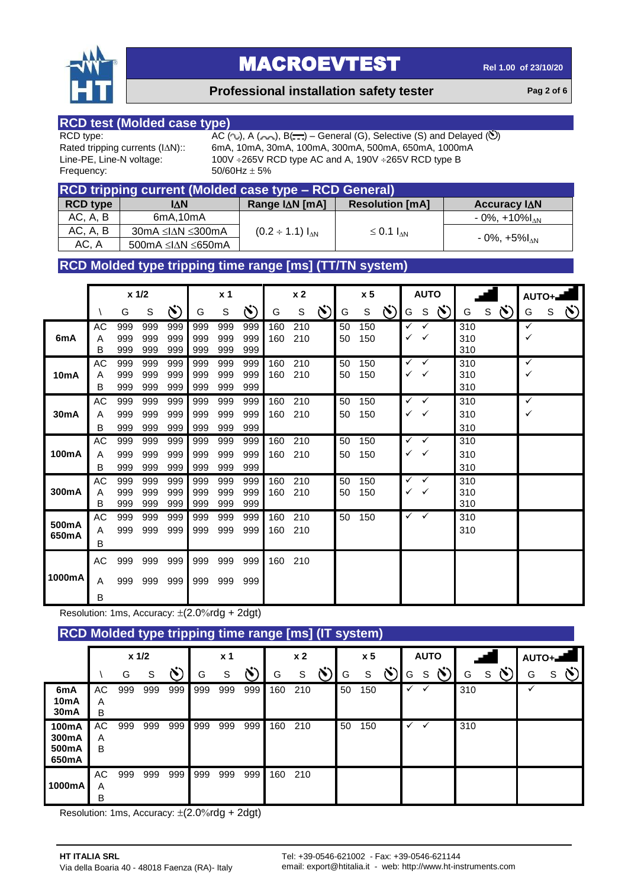## RCD test (Molded case type)

RCD type: AC (∿), A (⌒⌒), B(⎓) – General (G), Selective (S) and Delayed (⏱)
Rated tripping currents (I∆N):: 6mA, 10mA, 30mA, 100mA, 300mA, 500mA, 650mA, 1000mA
Line-PE, Line-N voltage: 100V ÷265V RCD type AC and A, 190V ÷265V RCD type B
Frequency: 50/60Hz ± 5%

## RCD tripping current (Molded case type – RCD General)

| RCD type | I∆N | Range I∆N [mA] | Resolution [mA] | Accuracy I∆N |
|---|---|---|---|---|
| AC, A, B | 6mA,10mA | $(0.2 \div 1.1)\ I_{\Delta N}$ | $\leq 0.1\ I_{\Delta N}$ | $-0\%, +10\% I_{\Delta N}$ |
| AC, A, B | 30mA ≤I∆N ≤300mA | | | $-0\%, +5\% I_{\Delta N}$ |
| AC, A | 500mA ≤I∆N ≤650mA | | | |

## RCD Molded type tripping time range [ms] (TT/TN system)

| | | x 1/2 | | | x 1 | | | x 2 | | | x 5 | | | AUTO | | | Ramp | | | AUTO+Ramp | | |
|---|---|---|---|---|---|---|---|---|---|---|---|---|---|---|---|---|---|---|---|---|---|---|
| | \ | G | S | ⏱ | G | S | ⏱ | G | S | ⏱ | G | S | ⏱ | G | S | ⏱ | G | S | ⏱ | G | S | ⏱ |
| 6mA | AC | 999 | 999 | 999 | 999 | 999 | 999 | 160 | 210 | | 50 | 150 | | ✓ | ✓ | | 310 | | | ✓ | | |
| | A | 999 | 999 | 999 | 999 | 999 | 999 | 160 | 210 | | 50 | 150 | | ✓ | ✓ | | 310 | | | ✓ | | |
| | B | 999 | 999 | 999 | 999 | 999 | 999 | | | | | | | | | | 310 | | | | | |
| 10mA | AC | 999 | 999 | 999 | 999 | 999 | 999 | 160 | 210 | | 50 | 150 | | ✓ | ✓ | | 310 | | | ✓ | | |
| | A | 999 | 999 | 999 | 999 | 999 | 999 | 160 | 210 | | 50 | 150 | | ✓ | ✓ | | 310 | | | ✓ | | |
| | B | 999 | 999 | 999 | 999 | 999 | 999 | | | | | | | | | | 310 | | | | | |
| 30mA | AC | 999 | 999 | 999 | 999 | 999 | 999 | 160 | 210 | | 50 | 150 | | ✓ | ✓ | | 310 | | | ✓ | | |
| | A | 999 | 999 | 999 | 999 | 999 | 999 | 160 | 210 | | 50 | 150 | | ✓ | ✓ | | 310 | | | ✓ | | |
| | B | 999 | 999 | 999 | 999 | 999 | 999 | | | | | | | | | | 310 | | | | | |
| 100mA | AC | 999 | 999 | 999 | 999 | 999 | 999 | 160 | 210 | | 50 | 150 | | ✓ | ✓ | | 310 | | | | | |
| | A | 999 | 999 | 999 | 999 | 999 | 999 | 160 | 210 | | 50 | 150 | | ✓ | ✓ | | 310 | | | | | |
| | B | 999 | 999 | 999 | 999 | 999 | 999 | | | | | | | | | | 310 | | | | | |
| 300mA | AC | 999 | 999 | 999 | 999 | 999 | 999 | 160 | 210 | | 50 | 150 | | ✓ | ✓ | | 310 | | | | | |
| | A | 999 | 999 | 999 | 999 | 999 | 999 | 160 | 210 | | 50 | 150 | | ✓ | ✓ | | 310 | | | | | |
| | B | 999 | 999 | 999 | 999 | 999 | 999 | | | | | | | | | | 310 | | | | | |
| 500mA 650mA | AC | 999 | 999 | 999 | 999 | 999 | 999 | 160 | 210 | | 50 | 150 | | ✓ | ✓ | | 310 | | | | | |
| | A | 999 | 999 | 999 | 999 | 999 | 999 | 160 | 210 | | | | | | | | 310 | | | | | |
| | B | | | | | | | | | | | | | | | | | | | | | |
| 1000mA | AC | 999 | 999 | 999 | 999 | 999 | 999 | 160 | 210 | | | | | | | | | | | | | |
| | A | 999 | 999 | 999 | 999 | 999 | 999 | | | | | | | | | | | | | | | |
| | B | | | | | | | | | | | | | | | | | | | | | |

Resolution: 1ms, Accuracy: ±(2.0%rdg + 2dgt)

## RCD Molded type tripping time range [ms] (IT system)

| | | x 1/2 | | | x 1 | | | x 2 | | | x 5 | | | AUTO | | | Ramp | | | AUTO+Ramp | | |
|---|---|---|---|---|---|---|---|---|---|---|---|---|---|---|---|---|---|---|---|---|---|---|
| | \ | G | S | ⏱ | G | S | ⏱ | G | S | ⏱ | G | S | ⏱ | G | S | ⏱ | G | S | ⏱ | G | S | ⏱ |
| 6mA 10mA 30mA | AC A B | 999 | 999 | 999 | 999 | 999 | 999 | 160 | 210 | | 50 | 150 | | ✓ | ✓ | | 310 | | | ✓ | | |
| 100mA 300mA 500mA 650mA | AC A B | 999 | 999 | 999 | 999 | 999 | 999 | 160 | 210 | | 50 | 150 | | ✓ | ✓ | | 310 | | | | | |
| 1000mA | AC A B | 999 | 999 | 999 | 999 | 999 | 999 | 160 | 210 | | | | | | | | | | | | | |

Resolution: 1ms, Accuracy: ±(2.0%rdg + 2dgt)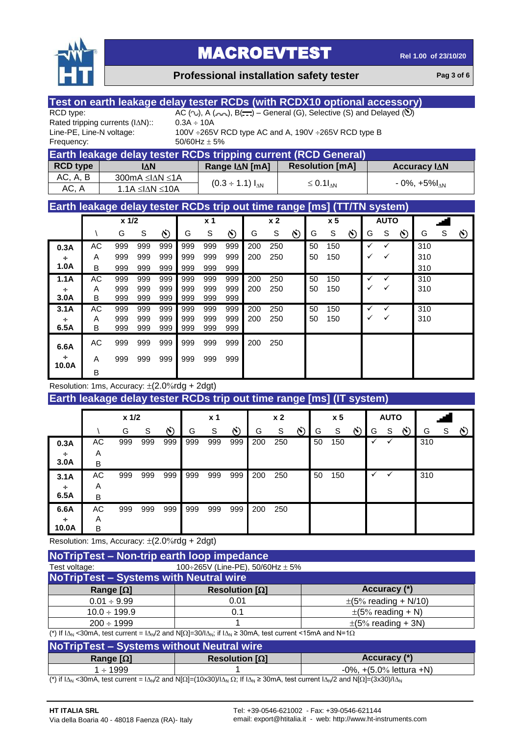## Test on earth leakage delay tester RCDs (with RCDX10 optional accessory)

| | |
|---|---|
| RCD type: | AC (∿), A (⩘), B(⎓) – General (G), Selective (S) and Delayed (⏱) |
| Rated tripping currents (IΔN):: | 0.3A ÷ 10A |
| Line-PE, Line-N voltage: | 100V ÷265V RCD type AC and A, 190V ÷265V RCD type B |
| Frequency: | 50/60Hz ± 5% |

## Earth leakage delay tester RCDs tripping current (RCD General)

| RCD type | IΔN | Range IΔN [mA] | Resolution [mA] | Accuracy IΔN |
|---|---|---|---|---|
| AC, A, B | 300mA ≤IΔN ≤1A | $(0.3 \div 1.1)\ I_{\Delta N}$ | $\leq 0.1 I_{\Delta N}$ | $-0\%,\ +5\% I_{\Delta N}$ |
| AC, A | 1.1A ≤IΔN ≤10A | | | |

## Earth leakage delay tester RCDs trip out time range [ms] (TT/TN system)

| | | x 1/2 | | | x 1 | | | x 2 | | | x 5 | | | AUTO | | | ▟ | | |
|---|---|---|---|---|---|---|---|---|---|---|---|---|---|---|---|---|---|---|---|
| | \ | G | S | ⏱ | G | S | ⏱ | G | S | ⏱ | G | S | ⏱ | G | S | ⏱ | G | S | ⏱ |
| **0.3A ÷ 1.0A** | AC | 999 | 999 | 999 | 999 | 999 | 999 | 200 | 250 | | 50 | 150 | | ✓ | ✓ | | 310 | | |
| | A | 999 | 999 | 999 | 999 | 999 | 999 | 200 | 250 | | 50 | 150 | | ✓ | ✓ | | 310 | | |
| | B | 999 | 999 | 999 | 999 | 999 | 999 | | | | | | | | | | 310 | | |
| **1.1A ÷ 3.0A** | AC | 999 | 999 | 999 | 999 | 999 | 999 | 200 | 250 | | 50 | 150 | | ✓ | ✓ | | 310 | | |
| | A | 999 | 999 | 999 | 999 | 999 | 999 | 200 | 250 | | 50 | 150 | | ✓ | ✓ | | 310 | | |
| | B | 999 | 999 | 999 | 999 | 999 | 999 | | | | | | | | | | | | |
| **3.1A ÷ 6.5A** | AC | 999 | 999 | 999 | 999 | 999 | 999 | 200 | 250 | | 50 | 150 | | ✓ | ✓ | | 310 | | |
| | A | 999 | 999 | 999 | 999 | 999 | 999 | 200 | 250 | | 50 | 150 | | ✓ | ✓ | | 310 | | |
| | B | 999 | 999 | 999 | 999 | 999 | 999 | | | | | | | | | | | | |
| **6.6A ÷ 10.0A** | AC | 999 | 999 | 999 | 999 | 999 | 999 | 200 | 250 | | | | | | | | | | |
| | A | 999 | 999 | 999 | 999 | 999 | 999 | | | | | | | | | | | | |
| | B | | | | | | | | | | | | | | | | | | |

Resolution: 1ms, Accuracy: ±(2.0%rdg + 2dgt)

## Earth leakage delay tester RCDs trip out time range [ms] (IT system)

| | | x 1/2 | | | x 1 | | | x 2 | | | x 5 | | | AUTO | | | ▟ | | |
|---|---|---|---|---|---|---|---|---|---|---|---|---|---|---|---|---|---|---|---|
| | \ | G | S | ⏱ | G | S | ⏱ | G | S | ⏱ | G | S | ⏱ | G | S | ⏱ | G | S | ⏱ |
| **0.3A ÷ 3.0A** | AC / A / B | 999 | 999 | 999 | 999 | 999 | 999 | 200 | 250 | | 50 | 150 | | ✓ | ✓ | | 310 | | |
| **3.1A ÷ 6.5A** | AC / A / B | 999 | 999 | 999 | 999 | 999 | 999 | 200 | 250 | | 50 | 150 | | ✓ | ✓ | | 310 | | |
| **6.6A ÷ 10.0A** | AC / A / B | 999 | 999 | 999 | 999 | 999 | 999 | 200 | 250 | | | | | | | | | | |

Resolution: 1ms, Accuracy: ±(2.0%rdg + 2dgt)

## NoTripTest – Non-trip earth loop impedance

Test voltage: 100÷265V (Line-PE), 50/60Hz ± 5%

## NoTripTest – Systems with Neutral wire

| Range [Ω] | Resolution [Ω] | Accuracy (*) |
|---|---|---|
| 0.01 ÷ 9.99 | 0.01 | ±(5% reading + N/10) |
| 10.0 ÷ 199.9 | 0.1 | ±(5% reading + N) |
| 200 ÷ 1999 | 1 | ±(5% reading + 3N) |

(*) If $I\Delta_N$ <30mA, test current = $I\Delta_N/2$ and N[Ω]=30/$I\Delta_N$; if $I\Delta_N$ ≥ 30mA, test current <15mA and N=1Ω

## NoTripTest – Systems without Neutral wire

| Range [Ω] | Resolution [Ω] | Accuracy (*) |
|---|---|---|
| 1 ÷ 1999 | 1 | -0%, +(5.0% lettura +N) |

(*) if $I\Delta_N$ <30mA, test current = $I\Delta_N/2$ and N[Ω]=(10x30)/$I\Delta_N$ Ω; If $I\Delta_N$ ≥ 30mA, test current $I\Delta_N/2$ and N[Ω]=(3x30)/$I\Delta_N$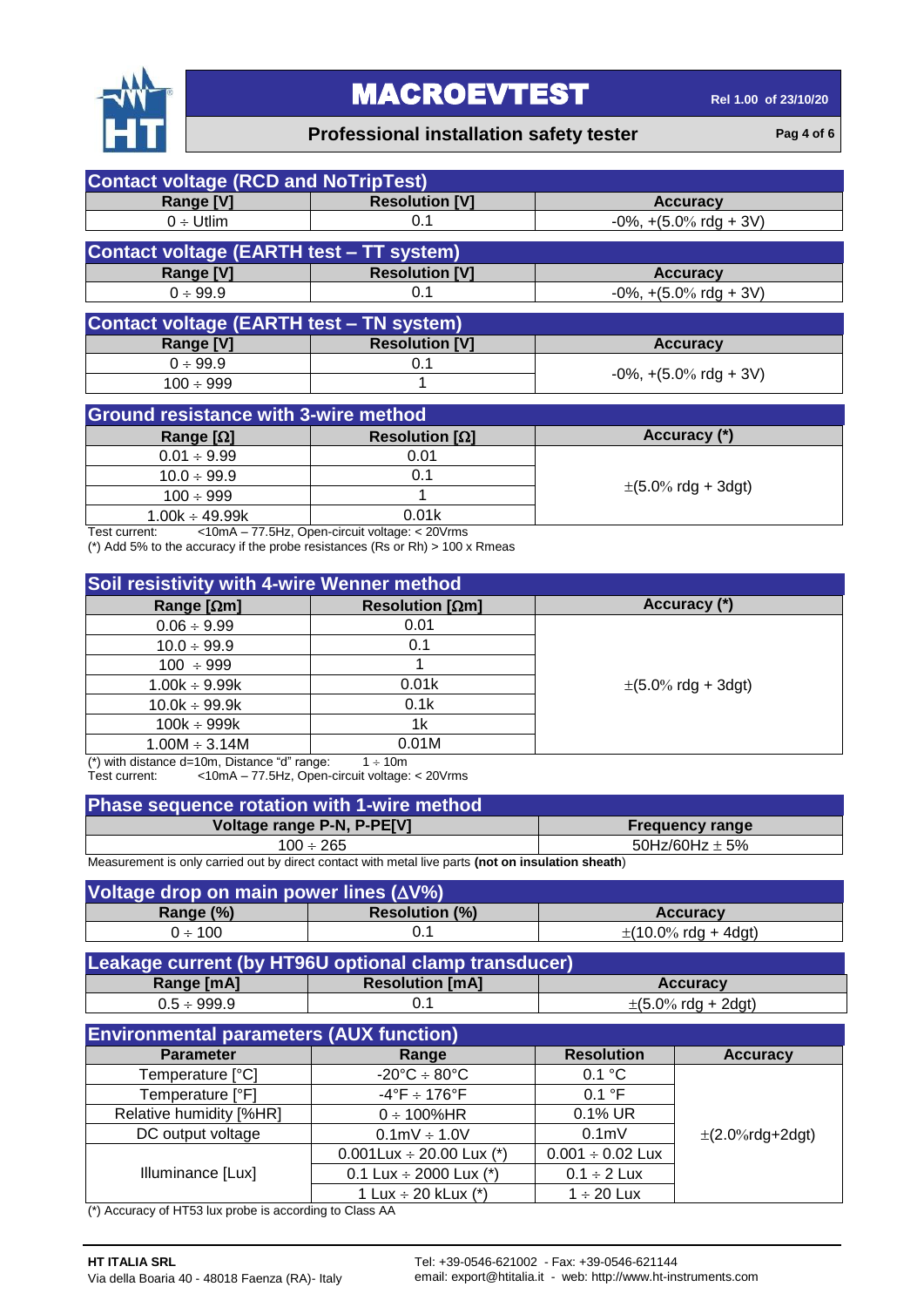## Contact voltage (RCD and NoTripTest)

| Range [V] | Resolution [V] | Accuracy |
|---|---|---|
| 0 ÷ Utlim | 0.1 | -0%, +(5.0% rdg + 3V) |

## Contact voltage (EARTH test – TT system)

| Range [V] | Resolution [V] | Accuracy |
|---|---|---|
| 0 ÷ 99.9 | 0.1 | -0%, +(5.0% rdg + 3V) |

## Contact voltage (EARTH test – TN system)

| Range [V] | Resolution [V] | Accuracy |
|---|---|---|
| 0 ÷ 99.9 | 0.1 | -0%, +(5.0% rdg + 3V) |
| 100 ÷ 999 | 1 | |

## Ground resistance with 3-wire method

| Range [Ω] | Resolution [Ω] | Accuracy (*) |
|---|---|---|
| 0.01 ÷ 9.99 | 0.01 | ±(5.0% rdg + 3dgt) |
| 10.0 ÷ 99.9 | 0.1 | |
| 100 ÷ 999 | 1 | |
| 1.00k ÷ 49.99k | 0.01k | |

Test current: <10mA – 77.5Hz, Open-circuit voltage: < 20Vrms

(*) Add 5% to the accuracy if the probe resistances (Rs or Rh) > 100 x Rmeas

## Soil resistivity with 4-wire Wenner method

| Range [Ωm] | Resolution [Ωm] | Accuracy (*) |
|---|---|---|
| 0.06 ÷ 9.99 | 0.01 | ±(5.0% rdg + 3dgt) |
| 10.0 ÷ 99.9 | 0.1 | |
| 100 ÷ 999 | 1 | |
| 1.00k ÷ 9.99k | 0.01k | |
| 10.0k ÷ 99.9k | 0.1k | |
| 100k ÷ 999k | 1k | |
| 1.00M ÷ 3.14M | 0.01M | |

(*) with distance d=10m, Distance "d" range: 1 ÷ 10m

Test current: <10mA – 77.5Hz, Open-circuit voltage: < 20Vrms

## Phase sequence rotation with 1-wire method

| Voltage range P-N, P-PE[V] | Frequency range |
|---|---|
| 100 ÷ 265 | 50Hz/60Hz ± 5% |

Measurement is only carried out by direct contact with metal live parts **(not on insulation sheath)**

## Voltage drop on main power lines (ΔV%)

| Range (%) | Resolution (%) | Accuracy |
|---|---|---|
| 0 ÷ 100 | 0.1 | ±(10.0% rdg + 4dgt) |

## Leakage current (by HT96U optional clamp transducer)

| Range [mA] | Resolution [mA] | Accuracy |
|---|---|---|
| 0.5 ÷ 999.9 | 0.1 | ±(5.0% rdg + 2dgt) |

## Environmental parameters (AUX function)

| Parameter | Range | Resolution | Accuracy |
|---|---|---|---|
| Temperature [°C] | -20°C ÷ 80°C | 0.1 °C | ±(2.0%rdg+2dgt) |
| Temperature [°F] | -4°F ÷ 176°F | 0.1 °F | |
| Relative humidity [%HR] | 0 ÷ 100%HR | 0.1% UR | |
| DC output voltage | 0.1mV ÷ 1.0V | 0.1mV | |
| Illuminance [Lux] | 0.001Lux ÷ 20.00 Lux (*) | 0.001 ÷ 0.02 Lux | |
| | 0.1 Lux ÷ 2000 Lux (*) | 0.1 ÷ 2 Lux | |
| | 1 Lux ÷ 20 kLux (*) | 1 ÷ 20 Lux | |

(*) Accuracy of HT53 lux probe is according to Class AA

**HT ITALIA SRL**
Via della Boaria 40 - 48018 Faenza (RA)- Italy

Tel: +39-0546-621002 - Fax: +39-0546-621144
email: export@htitalia.it - web: http://www.ht-instruments.com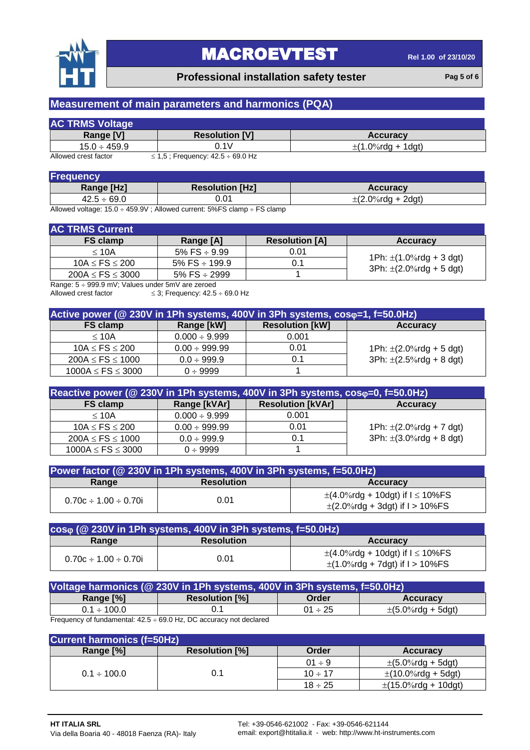## Measurement of main parameters and harmonics (PQA)

### AC TRMS Voltage

| Range [V] | Resolution [V] | Accuracy |
|---|---|---|
| 15.0 ÷ 459.9 | 0.1V | ±(1.0%rdg + 1dgt) |

Allowed crest factor ≤ 1,5 ; Frequency: 42.5 ÷ 69.0 Hz

### Frequency

| Range [Hz] | Resolution [Hz] | Accuracy |
|---|---|---|
| 42.5 ÷ 69.0 | 0.01 | ±(2.0%rdg + 2dgt) |

Allowed voltage: 15.0 ÷ 459.9V ; Allowed current: 5%FS clamp ÷ FS clamp

### AC TRMS Current

| FS clamp | Range [A] | Resolution [A] | Accuracy |
|---|---|---|---|
| ≤ 10A | 5% FS ÷ 9.99 | 0.01 | 1Ph: ±(1.0%rdg + 3 dgt)<br>3Ph: ±(2.0%rdg + 5 dgt) |
| 10A ≤ FS ≤ 200 | 5% FS ÷ 199.9 | 0.1 | |
| 200A ≤ FS ≤ 3000 | 5% FS ÷ 2999 | 1 | |

Range: 5 ÷ 999.9 mV; Values under 5mV are zeroed

Allowed crest factor ≤ 3; Frequency: 42.5 ÷ 69.0 Hz

### Active power (@ 230V in 1Ph systems, 400V in 3Ph systems, cosφ=1, f=50.0Hz)

| FS clamp | Range [kW] | Resolution [kW] | Accuracy |
|---|---|---|---|
| ≤ 10A | 0.000 ÷ 9.999 | 0.001 | 1Ph: ±(2.0%rdg + 5 dgt)<br>3Ph: ±(2.5%rdg + 8 dgt) |
| 10A ≤ FS ≤ 200 | 0.00 ÷ 999.99 | 0.01 | |
| 200A ≤ FS ≤ 1000 | 0.0 ÷ 999.9 | 0.1 | |
| 1000A ≤ FS ≤ 3000 | 0 ÷ 9999 | 1 | |

### Reactive power (@ 230V in 1Ph systems, 400V in 3Ph systems, cosφ=0, f=50.0Hz)

| FS clamp | Range [kVAr] | Resolution [kVAr] | Accuracy |
|---|---|---|---|
| ≤ 10A | 0.000 ÷ 9.999 | 0.001 | 1Ph: ±(2.0%rdg + 7 dgt)<br>3Ph: ±(3.0%rdg + 8 dgt) |
| 10A ≤ FS ≤ 200 | 0.00 ÷ 999.99 | 0.01 | |
| 200A ≤ FS ≤ 1000 | 0.0 ÷ 999.9 | 0.1 | |
| 1000A ≤ FS ≤ 3000 | 0 ÷ 9999 | 1 | |

### Power factor (@ 230V in 1Ph systems, 400V in 3Ph systems, f=50.0Hz)

| Range | Resolution | Accuracy |
|---|---|---|
| 0.70c ÷ 1.00 ÷ 0.70i | 0.01 | ±(4.0%rdg + 10dgt) if I ≤ 10%FS<br>±(2.0%rdg + 3dgt) if I > 10%FS |

### cosφ (@ 230V in 1Ph systems, 400V in 3Ph systems, f=50.0Hz)

| Range | Resolution | Accuracy |
|---|---|---|
| 0.70c ÷ 1.00 ÷ 0.70i | 0.01 | ±(4.0%rdg + 10dgt) if I ≤ 10%FS<br>±(1.0%rdg + 7dgt) if I > 10%FS |

### Voltage harmonics (@ 230V in 1Ph systems, 400V in 3Ph systems, f=50.0Hz)

| Range [%] | Resolution [%] | Order | Accuracy |
|---|---|---|---|
| 0.1 ÷ 100.0 | 0.1 | 01 ÷ 25 | ±(5.0%rdg + 5dgt) |

Frequency of fundamental: 42.5 ÷ 69.0 Hz, DC accuracy not declared

### Current harmonics (f=50Hz)

| Range [%] | Resolution [%] | Order | Accuracy |
|---|---|---|---|
| 0.1 ÷ 100.0 | 0.1 | 01 ÷ 9 | ±(5.0%rdg + 5dgt) |
| | | 10 ÷ 17 | ±(10.0%rdg + 5dgt) |
| | | 18 ÷ 25 | ±(15.0%rdg + 10dgt) |

**HT ITALIA SRL**
Via della Boaria 40 - 48018 Faenza (RA)- Italy

Tel: +39-0546-621002 - Fax: +39-0546-621144
email: export@htitalia.it - web: http://www.ht-instruments.com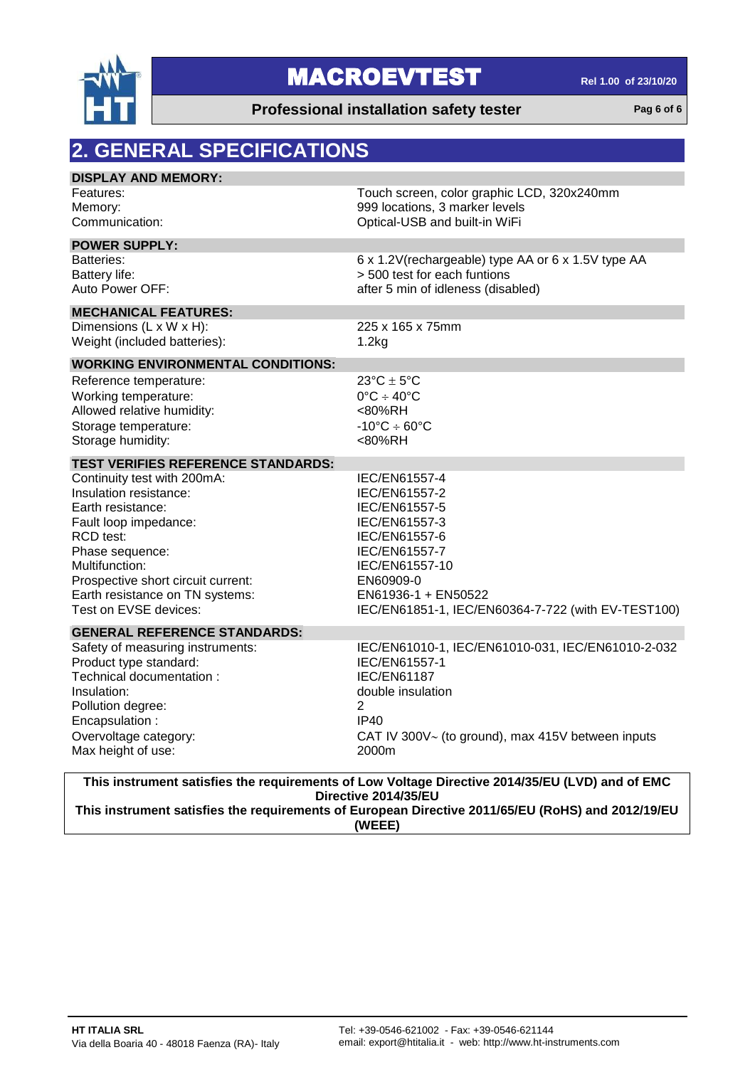## 2. GENERAL SPECIFICATIONS

| | |
|---|---|
| **DISPLAY AND MEMORY:** | |
| Features: | Touch screen, color graphic LCD, 320x240mm |
| Memory: | 999 locations, 3 marker levels |
| Communication: | Optical-USB and built-in WiFi |
| **POWER SUPPLY:** | |
| Batteries: | 6 x 1.2V(rechargeable) type AA or 6 x 1.5V type AA |
| Battery life: | > 500 test for each funtions |
| Auto Power OFF: | after 5 min of idleness (disabled) |
| **MECHANICAL FEATURES:** | |
| Dimensions (L x W x H): | 225 x 165 x 75mm |
| Weight (included batteries): | 1.2kg |
| **WORKING ENVIRONMENTAL CONDITIONS:** | |
| Reference temperature: | 23°C ± 5°C |
| Working temperature: | 0°C ÷ 40°C |
| Allowed relative humidity: | <80%RH |
| Storage temperature: | -10°C ÷ 60°C |
| Storage humidity: | <80%RH |
| **TEST VERIFIES REFERENCE STANDARDS:** | |
| Continuity test with 200mA: | IEC/EN61557-4 |
| Insulation resistance: | IEC/EN61557-2 |
| Earth resistance: | IEC/EN61557-5 |
| Fault loop impedance: | IEC/EN61557-3 |
| RCD test: | IEC/EN61557-6 |
| Phase sequence: | IEC/EN61557-7 |
| Multifunction: | IEC/EN61557-10 |
| Prospective short circuit current: | EN60909-0 |
| Earth resistance on TN systems: | EN61936-1 + EN50522 |
| Test on EVSE devices: | IEC/EN61851-1, IEC/EN60364-7-722 (with EV-TEST100) |
| **GENERAL REFERENCE STANDARDS:** | |
| Safety of measuring instruments: | IEC/EN61010-1, IEC/EN61010-031, IEC/EN61010-2-032 |
| Product type standard: | IEC/EN61557-1 |
| Technical documentation : | IEC/EN61187 |
| Insulation: | double insulation |
| Pollution degree: | 2 |
| Encapsulation : | IP40 |
| Overvoltage category: | CAT IV 300V~ (to ground), max 415V between inputs |
| Max height of use: | 2000m |

**This instrument satisfies the requirements of Low Voltage Directive 2014/35/EU (LVD) and of EMC Directive 2014/35/EU**
**This instrument satisfies the requirements of European Directive 2011/65/EU (RoHS) and 2012/19/EU (WEEE)**

**HT ITALIA SRL**
Via della Boaria 40 - 48018 Faenza (RA)- Italy

Tel: +39-0546-621002 - Fax: +39-0546-621144
email: export@htitalia.it - web: http://www.ht-instruments.com